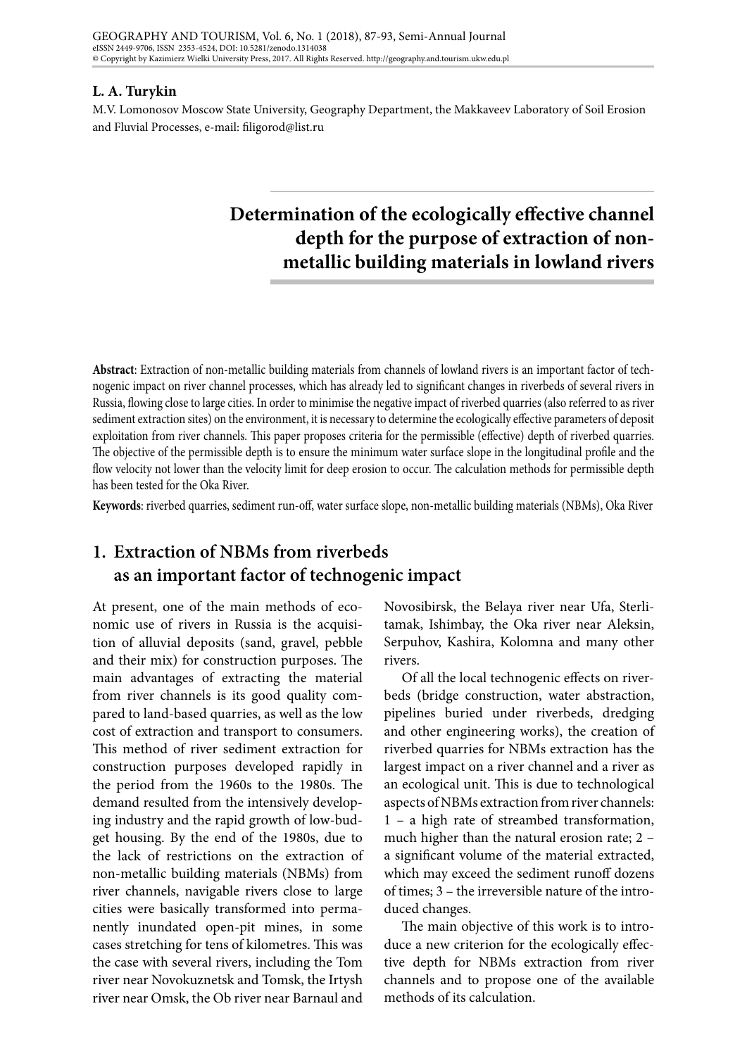**L. A. Turykin**

M.V. Lomonosov Moscow State University, Geography Department, the Makkaveev Laboratory of Soil Erosion and Fluvial Processes, e-mail: filigorod@list.ru

# Determination of the ecologically effective channel depth for the purpose of extraction of non-metallic building materials in lowland rivers

**Abstract**: Extraction of non-metallic building materials from channels of lowland rivers is an important factor of technogenic impact on river channel processes, which has already led to significant changes in riverbeds of several rivers in Russia, flowing close to large cities. In order to minimise the negative impact of riverbed quarries (also referred to as river sediment extraction sites) on the environment, it is necessary to determine the ecologically effective parameters of deposit exploitation from river channels. This paper proposes criteria for the permissible (effective) depth of riverbed quarries. The objective of the permissible depth is to ensure the minimum water surface slope in the longitudinal profile and the flow velocity not lower than the velocity limit for deep erosion to occur. The calculation methods for permissible depth has been tested for the Oka River.

**Keywords**: riverbed quarries, sediment run-off, water surface slope, non-metallic building materials (NBMs), Oka River

## 1. Extraction of NBMs from riverbeds as an important factor of technogenic impact

At present, one of the main methods of economic use of rivers in Russia is the acquisition of alluvial deposits (sand, gravel, pebble and their mix) for construction purposes. The main advantages of extracting the material from river channels is its good quality compared to land-based quarries, as well as the low cost of extraction and transport to consumers. This method of river sediment extraction for construction purposes developed rapidly in the period from the 1960s to the 1980s. The demand resulted from the intensively developing industry and the rapid growth of low-budget housing. By the end of the 1980s, due to the lack of restrictions on the extraction of non-metallic building materials (NBMs) from river channels, navigable rivers close to large cities were basically transformed into permanently inundated open-pit mines, in some cases stretching for tens of kilometres. This was the case with several rivers, including the Tom river near Novokuznetsk and Tomsk, the Irtysh river near Omsk, the Ob river near Barnaul and Novosibirsk, the Belaya river near Ufa, Sterlitamak, Ishimbay, the Oka river near Aleksin, Serpuhov, Kashira, Kolomna and many other rivers.

Of all the local technogenic effects on riverbeds (bridge construction, water abstraction, pipelines buried under riverbeds, dredging and other engineering works), the creation of riverbed quarries for NBMs extraction has the largest impact on a river channel and a river as an ecological unit. This is due to technological aspects of NBMs extraction from river channels: 1 – a high rate of streambed transformation, much higher than the natural erosion rate; 2 – a significant volume of the material extracted, which may exceed the sediment runoff dozens of times; 3 – the irreversible nature of the introduced changes.

The main objective of this work is to introduce a new criterion for the ecologically effective depth for NBMs extraction from river channels and to propose one of the available methods of its calculation.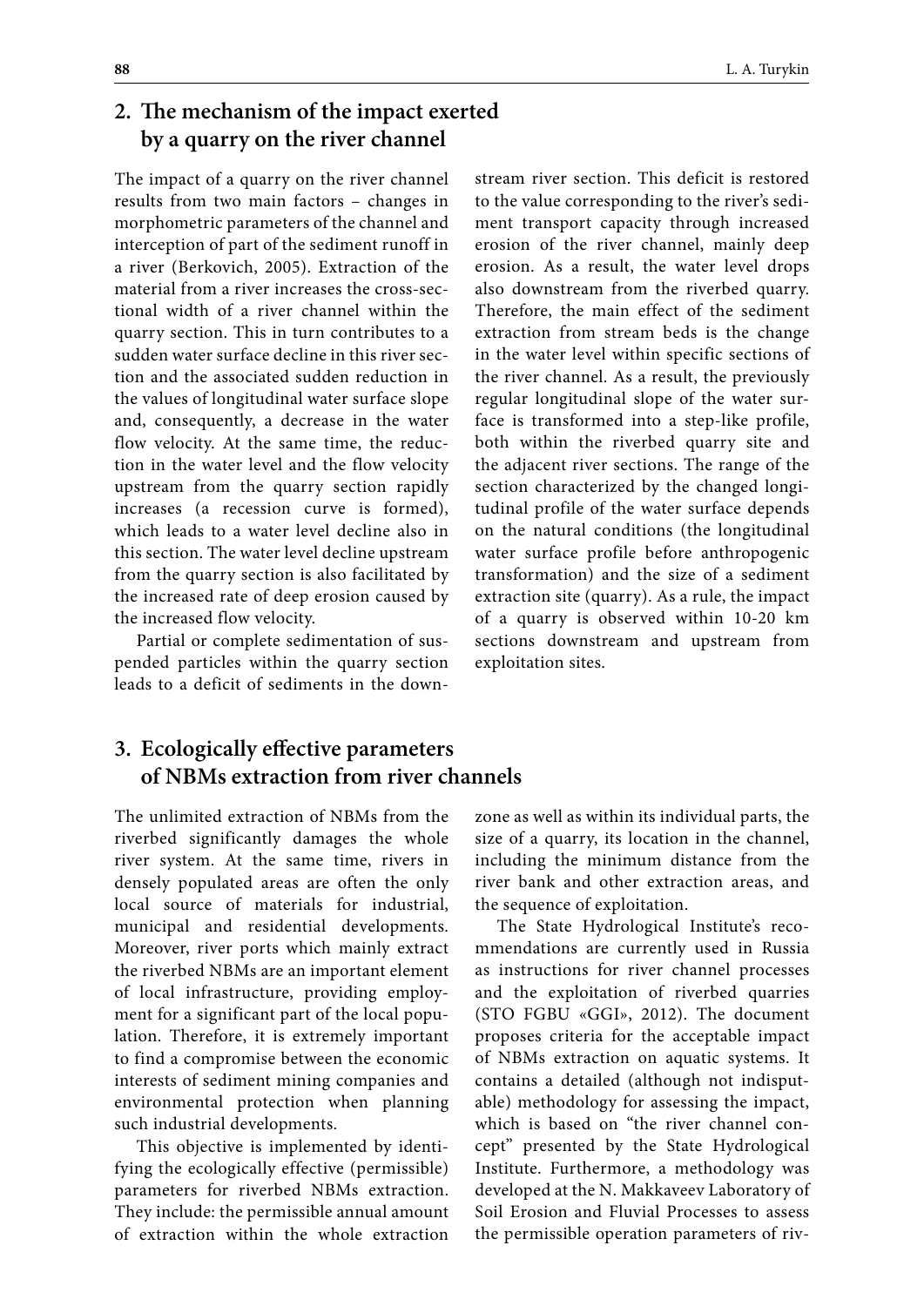## 2. The mechanism of the impact exerted by a quarry on the river channel

The impact of a quarry on the river channel results from two main factors – changes in morphometric parameters of the channel and interception of part of the sediment runoff in a river (Berkovich, 2005). Extraction of the material from a river increases the cross-sectional width of a river channel within the quarry section. This in turn contributes to a sudden water surface decline in this river section and the associated sudden reduction in the values of longitudinal water surface slope and, consequently, a decrease in the water flow velocity. At the same time, the reduction in the water level and the flow velocity upstream from the quarry section rapidly increases (a recession curve is formed), which leads to a water level decline also in this section. The water level decline upstream from the quarry section is also facilitated by the increased rate of deep erosion caused by the increased flow velocity.

Partial or complete sedimentation of suspended particles within the quarry section leads to a deficit of sediments in the downstream river section. This deficit is restored to the value corresponding to the river's sediment transport capacity through increased erosion of the river channel, mainly deep erosion. As a result, the water level drops also downstream from the riverbed quarry. Therefore, the main effect of the sediment extraction from stream beds is the change in the water level within specific sections of the river channel. As a result, the previously regular longitudinal slope of the water surface is transformed into a step-like profile, both within the riverbed quarry site and the adjacent river sections. The range of the section characterized by the changed longitudinal profile of the water surface depends on the natural conditions (the longitudinal water surface profile before anthropogenic transformation) and the size of a sediment extraction site (quarry). As a rule, the impact of a quarry is observed within 10-20 km sections downstream and upstream from exploitation sites.

## 3. Ecologically effective parameters of NBMs extraction from river channels

The unlimited extraction of NBMs from the riverbed significantly damages the whole river system. At the same time, rivers in densely populated areas are often the only local source of materials for industrial, municipal and residential developments. Moreover, river ports which mainly extract the riverbed NBMs are an important element of local infrastructure, providing employment for a significant part of the local population. Therefore, it is extremely important to find a compromise between the economic interests of sediment mining companies and environmental protection when planning such industrial developments.

This objective is implemented by identifying the ecologically effective (permissible) parameters for riverbed NBMs extraction. They include: the permissible annual amount of extraction within the whole extraction zone as well as within its individual parts, the size of a quarry, its location in the channel, including the minimum distance from the river bank and other extraction areas, and the sequence of exploitation.

The State Hydrological Institute's recommendations are currently used in Russia as instructions for river channel processes and the exploitation of riverbed quarries (STO FGBU «GGI», 2012). The document proposes criteria for the acceptable impact of NBMs extraction on aquatic systems. It contains a detailed (although not indisputable) methodology for assessing the impact, which is based on "the river channel concept" presented by the State Hydrological Institute. Furthermore, a methodology was developed at the N. Makkaveev Laboratory of Soil Erosion and Fluvial Processes to assess the permissible operation parameters of riv-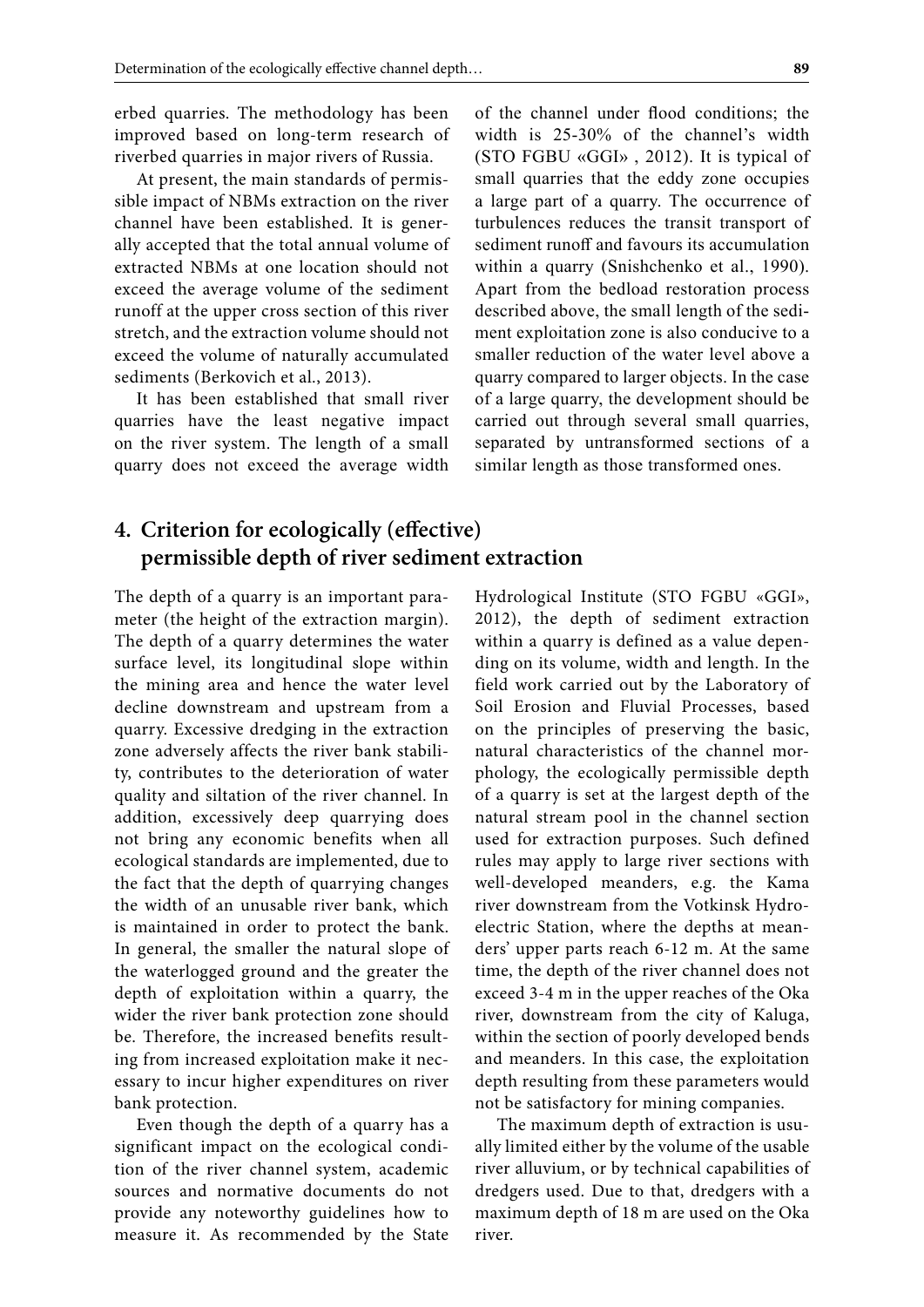erbed quarries. The methodology has been improved based on long-term research of riverbed quarries in major rivers of Russia.

At present, the main standards of permissible impact of NBMs extraction on the river channel have been established. It is generally accepted that the total annual volume of extracted NBMs at one location should not exceed the average volume of the sediment runoff at the upper cross section of this river stretch, and the extraction volume should not exceed the volume of naturally accumulated sediments (Berkovich et al., 2013).

It has been established that small river quarries have the least negative impact on the river system. The length of a small quarry does not exceed the average width of the channel under flood conditions; the width is 25-30% of the channel's width (STO FGBU «GGI» , 2012). It is typical of small quarries that the eddy zone occupies a large part of a quarry. The occurrence of turbulences reduces the transit transport of sediment runoff and favours its accumulation within a quarry (Snishchenko et al., 1990). Apart from the bedload restoration process described above, the small length of the sediment exploitation zone is also conducive to a smaller reduction of the water level above a quarry compared to larger objects. In the case of a large quarry, the development should be carried out through several small quarries, separated by untransformed sections of a similar length as those transformed ones.

## 4. Criterion for ecologically (effective) permissible depth of river sediment extraction

The depth of a quarry is an important parameter (the height of the extraction margin). The depth of a quarry determines the water surface level, its longitudinal slope within the mining area and hence the water level decline downstream and upstream from a quarry. Excessive dredging in the extraction zone adversely affects the river bank stability, contributes to the deterioration of water quality and siltation of the river channel. In addition, excessively deep quarrying does not bring any economic benefits when all ecological standards are implemented, due to the fact that the depth of quarrying changes the width of an unusable river bank, which is maintained in order to protect the bank. In general, the smaller the natural slope of the waterlogged ground and the greater the depth of exploitation within a quarry, the wider the river bank protection zone should be. Therefore, the increased benefits resulting from increased exploitation make it necessary to incur higher expenditures on river bank protection.

Even though the depth of a quarry has a significant impact on the ecological condition of the river channel system, academic sources and normative documents do not provide any noteworthy guidelines how to measure it. As recommended by the State Hydrological Institute (STO FGBU «GGI», 2012), the depth of sediment extraction within a quarry is defined as a value depending on its volume, width and length. In the field work carried out by the Laboratory of Soil Erosion and Fluvial Processes, based on the principles of preserving the basic, natural characteristics of the channel morphology, the ecologically permissible depth of a quarry is set at the largest depth of the natural stream pool in the channel section used for extraction purposes. Such defined rules may apply to large river sections with well-developed meanders, e.g. the Kama river downstream from the Votkinsk Hydroelectric Station, where the depths at meanders' upper parts reach 6-12 m. At the same time, the depth of the river channel does not exceed 3-4 m in the upper reaches of the Oka river, downstream from the city of Kaluga, within the section of poorly developed bends and meanders. In this case, the exploitation depth resulting from these parameters would not be satisfactory for mining companies.

The maximum depth of extraction is usually limited either by the volume of the usable river alluvium, or by technical capabilities of dredgers used. Due to that, dredgers with a maximum depth of 18 m are used on the Oka river.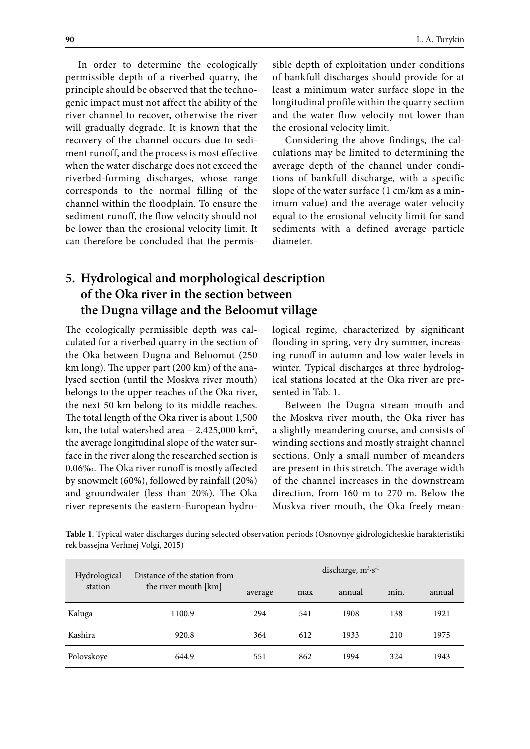In order to determine the ecologically permissible depth of a riverbed quarry, the principle should be observed that the technogenic impact must not affect the ability of the river channel to recover, otherwise the river will gradually degrade. It is known that the recovery of the channel occurs due to sediment runoff, and the process is most effective when the water discharge does not exceed the riverbed-forming discharges, whose range corresponds to the normal filling of the channel within the floodplain. To ensure the sediment runoff, the flow velocity should not be lower than the erosional velocity limit. It can therefore be concluded that the permissible depth of exploitation under conditions of bankfull discharges should provide for at least a minimum water surface slope in the longitudinal profile within the quarry section and the water flow velocity not lower than the erosional velocity limit.

Considering the above findings, the calculations may be limited to determining the average depth of the channel under conditions of bankfull discharge, with a specific slope of the water surface (1 cm/km as a minimum value) and the average water velocity equal to the erosional velocity limit for sand sediments with a defined average particle diameter.

## 5. Hydrological and morphological description of the Oka river in the section between the Dugna village and the Beloomut village

The ecologically permissible depth was calculated for a riverbed quarry in the section of the Oka between Dugna and Beloomut (250 km long). The upper part (200 km) of the analysed section (until the Moskva river mouth) belongs to the upper reaches of the Oka river, the next 50 km belong to its middle reaches. The total length of the Oka river is about 1,500 km, the total watershed area – 2,425,000 km$^2$, the average longitudinal slope of the water surface in the river along the researched section is 0.06‰. The Oka river runoff is mostly affected by snowmelt (60%), followed by rainfall (20%) and groundwater (less than 20%). The Oka river represents the eastern-European hydrological regime, characterized by significant flooding in spring, very dry summer, increasing runoff in autumn and low water levels in winter. Typical discharges at three hydrological stations located at the Oka river are presented in Tab. 1.

Between the Dugna stream mouth and the Moskva river mouth, the Oka river has a slightly meandering course, and consists of winding sections and mostly straight channel sections. Only a small number of meanders are present in this stretch. The average width of the channel increases in the downstream direction, from 160 m to 270 m. Below the Moskva river mouth, the Oka freely mean-

**Table 1**. Typical water discharges during selected observation periods (Osnovnye gidrologicheskie harakteristiki rek bassejna Verhnej Volgi, 2015)

| Hydrological station | Distance of the station from the river mouth [km] | discharge, m$^3$·s$^{-1}$ | | | | |
|---|---|---|---|---|---|---|
| | | average | max | annual | min. | annual |
| Kaluga | 1100.9 | 294 | 541 | 1908 | 138 | 1921 |
| Kashira | 920.8 | 364 | 612 | 1933 | 210 | 1975 |
| Polovskoye | 644.9 | 551 | 862 | 1994 | 324 | 1943 |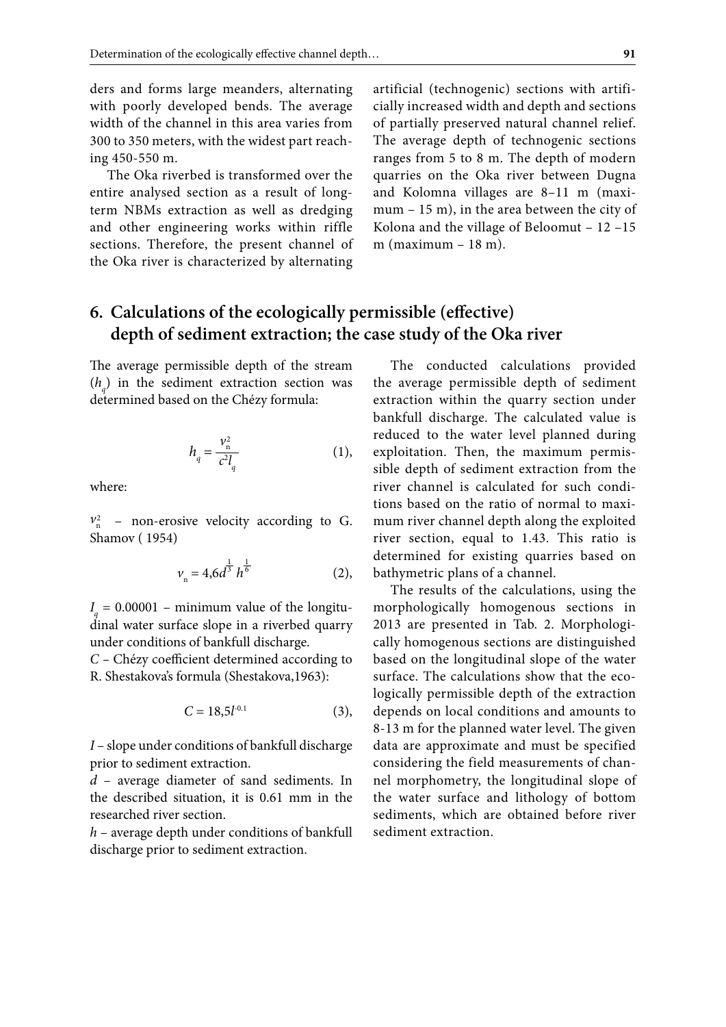ders and forms large meanders, alternating with poorly developed bends. The average width of the channel in this area varies from 300 to 350 meters, with the widest part reaching 450-550 m.

The Oka riverbed is transformed over the entire analysed section as a result of long-term NBMs extraction as well as dredging and other engineering works within riffle sections. Therefore, the present channel of the Oka river is characterized by alternating artificial (technogenic) sections with artificially increased width and depth and sections of partially preserved natural channel relief. The average depth of technogenic sections ranges from 5 to 8 m. The depth of modern quarries on the Oka river between Dugna and Kolomna villages are 8–11 m (maximum – 15 m), in the area between the city of Kolona and the village of Beloomut – 12 –15 m (maximum – 18 m).

## 6. Calculations of the ecologically permissible (effective) depth of sediment extraction; the case study of the Oka river

The average permissible depth of the stream ($h_q$) in the sediment extraction section was determined based on the Chézy formula:

$$h_q = \frac{v_n^2}{c^2 I_q} \quad (1),$$

where:

$v_n^2$ – non-erosive velocity according to G. Shamov ( 1954)

$$v_n = 4{,}6 d^{\frac{1}{3}} h^{\frac{1}{6}} \quad (2),$$

$I_q = 0.00001$ – minimum value of the longitudinal water surface slope in a riverbed quarry under conditions of bankfull discharge.

$C$ – Chézy coefficient determined according to R. Shestakova's formula (Shestakova,1963):

$$C = 18{,}5 I^{-0.1} \quad (3),$$

$I$ – slope under conditions of bankfull discharge prior to sediment extraction.

$d$ – average diameter of sand sediments. In the described situation, it is 0.61 mm in the researched river section.

$h$ – average depth under conditions of bankfull discharge prior to sediment extraction.

The conducted calculations provided the average permissible depth of sediment extraction within the quarry section under bankfull discharge. The calculated value is reduced to the water level planned during exploitation. Then, the maximum permissible depth of sediment extraction from the river channel is calculated for such conditions based on the ratio of normal to maximum river channel depth along the exploited river section, equal to 1.43. This ratio is determined for existing quarries based on bathymetric plans of a channel.

The results of the calculations, using the morphologically homogenous sections in 2013 are presented in Tab. 2. Morphologically homogenous sections are distinguished based on the longitudinal slope of the water surface. The calculations show that the ecologically permissible depth of the extraction depends on local conditions and amounts to 8-13 m for the planned water level. The given data are approximate and must be specified considering the field measurements of channel morphometry, the longitudinal slope of the water surface and lithology of bottom sediments, which are obtained before river sediment extraction.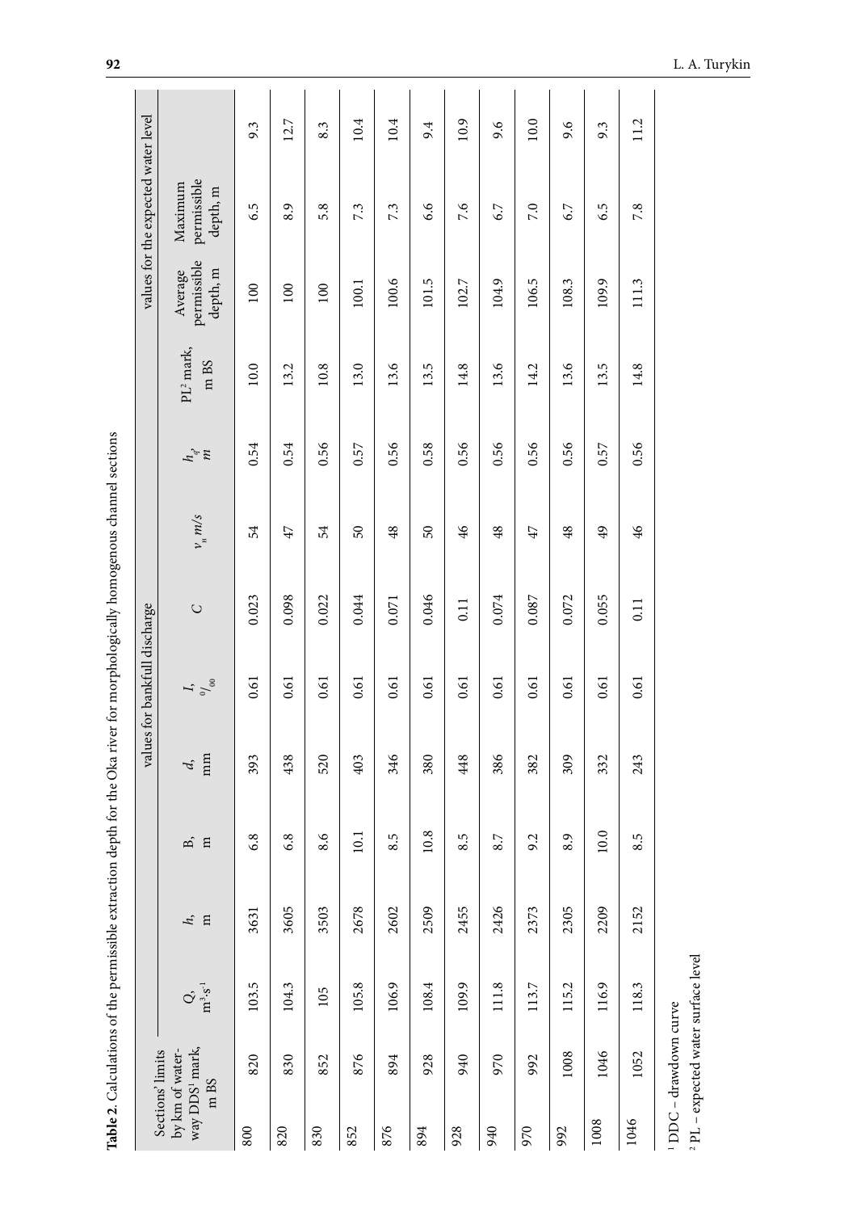**Table 2.** Calculations of the permissible extraction depth for the Oka river for morphologically homogenous channel sections

| Sections' limits by km of waterway DDS[1] mark, m BS | | values for bankfull discharge | | | | | | | | | values for the expected water level | | |
|---|---|---|---|---|---|---|---|---|---|---|---|---|---|
| | | $Q$, $m^3 \cdot s^{-1}$ | $h$, m | B, m | $d$, mm | $I$, $^0/_{00}$ | $C$ | $v_n$ $m/s$ | $h_q$, $m$ | PL[2] mark, m BS | Average permissible depth, m | Maximum permissible depth, m | |
| 800 | 820 | 103.5 | 3631 | 6.8 | 393 | 0.61 | 0.023 | 54 | 0.54 | 10.0 | 100 | 6.5 | 9.3 |
| 820 | 830 | 104.3 | 3605 | 6.8 | 438 | 0.61 | 0.098 | 47 | 0.54 | 13.2 | 100 | 8.9 | 12.7 |
| 830 | 852 | 105 | 3503 | 8.6 | 520 | 0.61 | 0.022 | 54 | 0.56 | 10.8 | 100 | 5.8 | 8.3 |
| 852 | 876 | 105.8 | 2678 | 10.1 | 403 | 0.61 | 0.044 | 50 | 0.57 | 13.0 | 100.1 | 7.3 | 10.4 |
| 876 | 894 | 106.9 | 2602 | 8.5 | 346 | 0.61 | 0.071 | 48 | 0.56 | 13.6 | 100.6 | 7.3 | 10.4 |
| 894 | 928 | 108.4 | 2509 | 10.8 | 380 | 0.61 | 0.046 | 50 | 0.58 | 13.5 | 101.5 | 6.6 | 9.4 |
| 928 | 940 | 109.9 | 2455 | 8.5 | 448 | 0.61 | 0.11 | 46 | 0.56 | 14.8 | 102.7 | 7.6 | 10.9 |
| 940 | 970 | 111.8 | 2426 | 8.7 | 386 | 0.61 | 0.074 | 48 | 0.56 | 13.6 | 104.9 | 6.7 | 9.6 |
| 970 | 992 | 113.7 | 2373 | 9.2 | 382 | 0.61 | 0.087 | 47 | 0.56 | 14.2 | 106.5 | 7.0 | 10.0 |
| 992 | 1008 | 115.2 | 2305 | 8.9 | 309 | 0.61 | 0.072 | 48 | 0.56 | 13.6 | 108.3 | 6.7 | 9.6 |
| 1008 | 1046 | 116.9 | 2209 | 10.0 | 332 | 0.61 | 0.055 | 49 | 0.57 | 13.5 | 109.9 | 6.5 | 9.3 |
| 1046 | 1052 | 118.3 | 2152 | 8.5 | 243 | 0.61 | 0.11 | 46 | 0.56 | 14.8 | 111.3 | 7.8 | 11.2 |

[1] DDC – drawdown curve

[2] PL – expected water surface level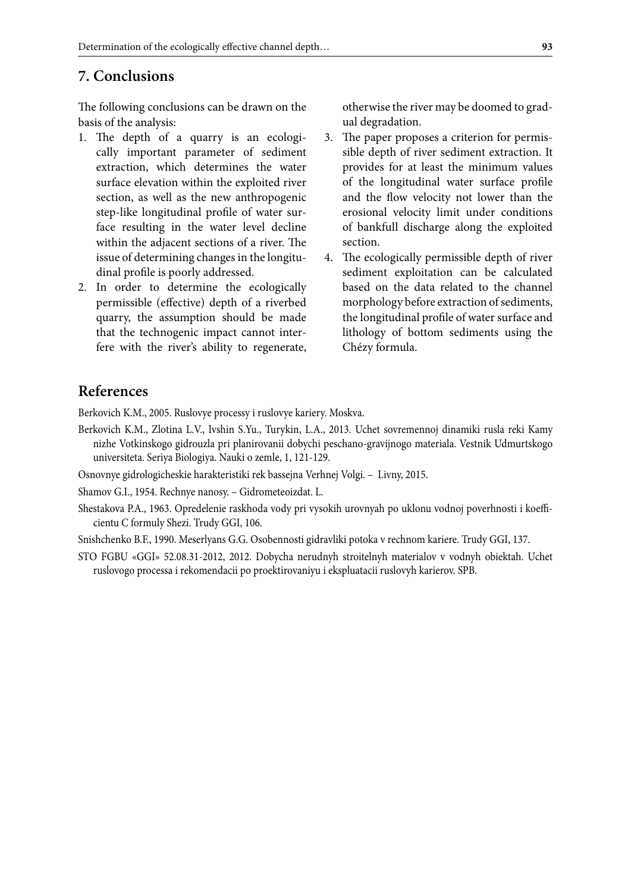## 7. Conclusions

The following conclusions can be drawn on the basis of the analysis:

1. The depth of a quarry is an ecologically important parameter of sediment extraction, which determines the water surface elevation within the exploited river section, as well as the new anthropogenic step-like longitudinal profile of water surface resulting in the water level decline within the adjacent sections of a river. The issue of determining changes in the longitudinal profile is poorly addressed.
2. In order to determine the ecologically permissible (effective) depth of a riverbed quarry, the assumption should be made that the technogenic impact cannot interfere with the river's ability to regenerate, otherwise the river may be doomed to gradual degradation.
3. The paper proposes a criterion for permissible depth of river sediment extraction. It provides for at least the minimum values of the longitudinal water surface profile and the flow velocity not lower than the erosional velocity limit under conditions of bankfull discharge along the exploited section.
4. The ecologically permissible depth of river sediment exploitation can be calculated based on the data related to the channel morphology before extraction of sediments, the longitudinal profile of water surface and lithology of bottom sediments using the Chézy formula.

## References

Berkovich K.M., 2005. Ruslovye processy i ruslovye kariery. Moskva.

Berkovich K.M., Zlotina L.V., Ivshin S.Yu., Turykin, L.A., 2013. Uchet sovremennoj dinamiki rusla reki Kamy nizhe Votkinskogo gidrouzla pri planirovanii dobychi peschano-gravijnogo materiala. Vestnik Udmurtskogo universiteta. Seriya Biologiya. Nauki o zemle, 1, 121-129.

Osnovnye gidrologicheskie harakteristiki rek bassejna Verhnej Volgi. – Livny, 2015.

Shamov G.I., 1954. Rechnye nanosy. – Gidrometeoizdat. L.

Shestakova P.A., 1963. Opredelenie raskhoda vody pri vysokih urovnyah po uklonu vodnoj poverhnosti i koefficientu C formuly Shezi. Trudy GGI, 106.

Snishchenko B.F., 1990. Meserlyans G.G. Osobennosti gidravliki potoka v rechnom kariere. Trudy GGI, 137.

STO FGBU «GGI» 52.08.31-2012, 2012. Dobycha nerudnyh stroitelnyh materialov v vodnyh obiektah. Uchet ruslovogo processa i rekomendacii po proektirovaniyu i ekspluatacii ruslovyh karierov. SPB.